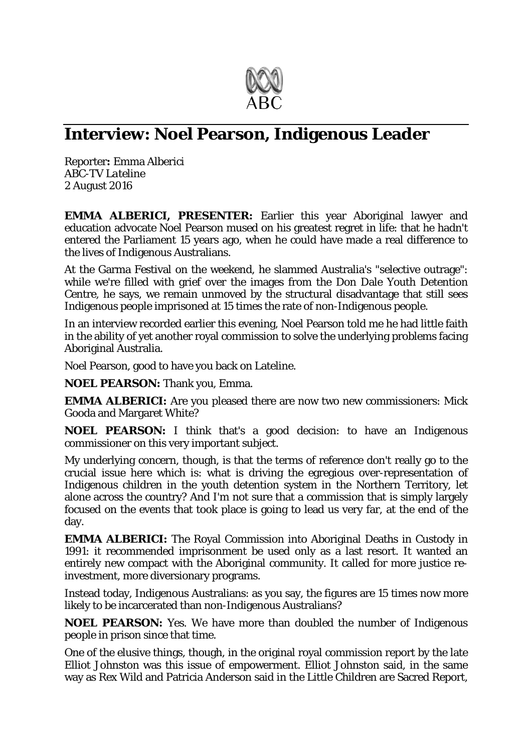ABC

# Interview: Noel Pearson, Indigenous Leader

Reporter**:** Emma Alberici
ABC-TV *Lateline*
2 August 2016

**EMMA ALBERICI, PRESENTER:** Earlier this year Aboriginal lawyer and education advocate Noel Pearson mused on his greatest regret in life: that he hadn't entered the Parliament 15 years ago, when he could have made a real difference to the lives of Indigenous Australians.

At the Garma Festival on the weekend, he slammed Australia's "selective outrage": while we're filled with grief over the images from the Don Dale Youth Detention Centre, he says, we remain unmoved by the structural disadvantage that still sees Indigenous people imprisoned at 15 times the rate of non-Indigenous people.

In an interview recorded earlier this evening, Noel Pearson told me he had little faith in the ability of yet another royal commission to solve the underlying problems facing Aboriginal Australia.

Noel Pearson, good to have you back on Lateline.

**NOEL PEARSON:** Thank you, Emma.

**EMMA ALBERICI:** Are you pleased there are now two new commissioners: Mick Gooda and Margaret White?

**NOEL PEARSON:** I think that's a good decision: to have an Indigenous commissioner on this very important subject.

My underlying concern, though, is that the terms of reference don't really go to the crucial issue here which is: what is driving the egregious over-representation of Indigenous children in the youth detention system in the Northern Territory, let alone across the country? And I'm not sure that a commission that is simply largely focused on the events that took place is going to lead us very far, at the end of the day.

**EMMA ALBERICI:** The Royal Commission into Aboriginal Deaths in Custody in 1991: it recommended imprisonment be used only as a last resort. It wanted an entirely new compact with the Aboriginal community. It called for more justice re-investment, more diversionary programs.

Instead today, Indigenous Australians: as you say, the figures are 15 times now more likely to be incarcerated than non-Indigenous Australians?

**NOEL PEARSON:** Yes. We have more than doubled the number of Indigenous people in prison since that time.

One of the elusive things, though, in the original royal commission report by the late Elliot Johnston was this issue of empowerment. Elliot Johnston said, in the same way as Rex Wild and Patricia Anderson said in the Little Children are Sacred Report,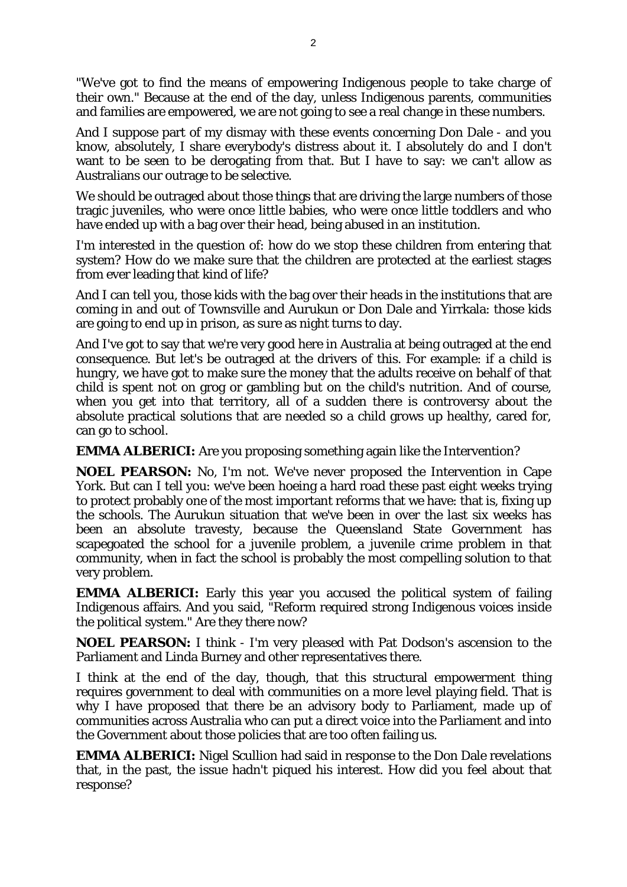"We've got to find the means of empowering Indigenous people to take charge of their own." Because at the end of the day, unless Indigenous parents, communities and families are empowered, we are not going to see a real change in these numbers.

And I suppose part of my dismay with these events concerning Don Dale - and you know, absolutely, I share everybody's distress about it. I absolutely do and I don't want to be seen to be derogating from that. But I have to say: we can't allow as Australians our outrage to be selective.

We should be outraged about those things that are driving the large numbers of those tragic juveniles, who were once little babies, who were once little toddlers and who have ended up with a bag over their head, being abused in an institution.

I'm interested in the question of: how do we stop these children from entering that system? How do we make sure that the children are protected at the earliest stages from ever leading that kind of life?

And I can tell you, those kids with the bag over their heads in the institutions that are coming in and out of Townsville and Aurukun or Don Dale and Yirrkala: those kids are going to end up in prison, as sure as night turns to day.

And I've got to say that we're very good here in Australia at being outraged at the end consequence. But let's be outraged at the drivers of this. For example: if a child is hungry, we have got to make sure the money that the adults receive on behalf of that child is spent not on grog or gambling but on the child's nutrition. And of course, when you get into that territory, all of a sudden there is controversy about the absolute practical solutions that are needed so a child grows up healthy, cared for, can go to school.

**EMMA ALBERICI:** Are you proposing something again like the Intervention?

**NOEL PEARSON:** No, I'm not. We've never proposed the Intervention in Cape York. But can I tell you: we've been hoeing a hard road these past eight weeks trying to protect probably one of the most important reforms that we have: that is, fixing up the schools. The Aurukun situation that we've been in over the last six weeks has been an absolute travesty, because the Queensland State Government has scapegoated the school for a juvenile problem, a juvenile crime problem in that community, when in fact the school is probably the most compelling solution to that very problem.

**EMMA ALBERICI:** Early this year you accused the political system of failing Indigenous affairs. And you said, "Reform required strong Indigenous voices inside the political system." Are they there now?

**NOEL PEARSON:** I think - I'm very pleased with Pat Dodson's ascension to the Parliament and Linda Burney and other representatives there.

I think at the end of the day, though, that this structural empowerment thing requires government to deal with communities on a more level playing field. That is why I have proposed that there be an advisory body to Parliament, made up of communities across Australia who can put a direct voice into the Parliament and into the Government about those policies that are too often failing us.

**EMMA ALBERICI:** Nigel Scullion had said in response to the Don Dale revelations that, in the past, the issue hadn't piqued his interest. How did you feel about that response?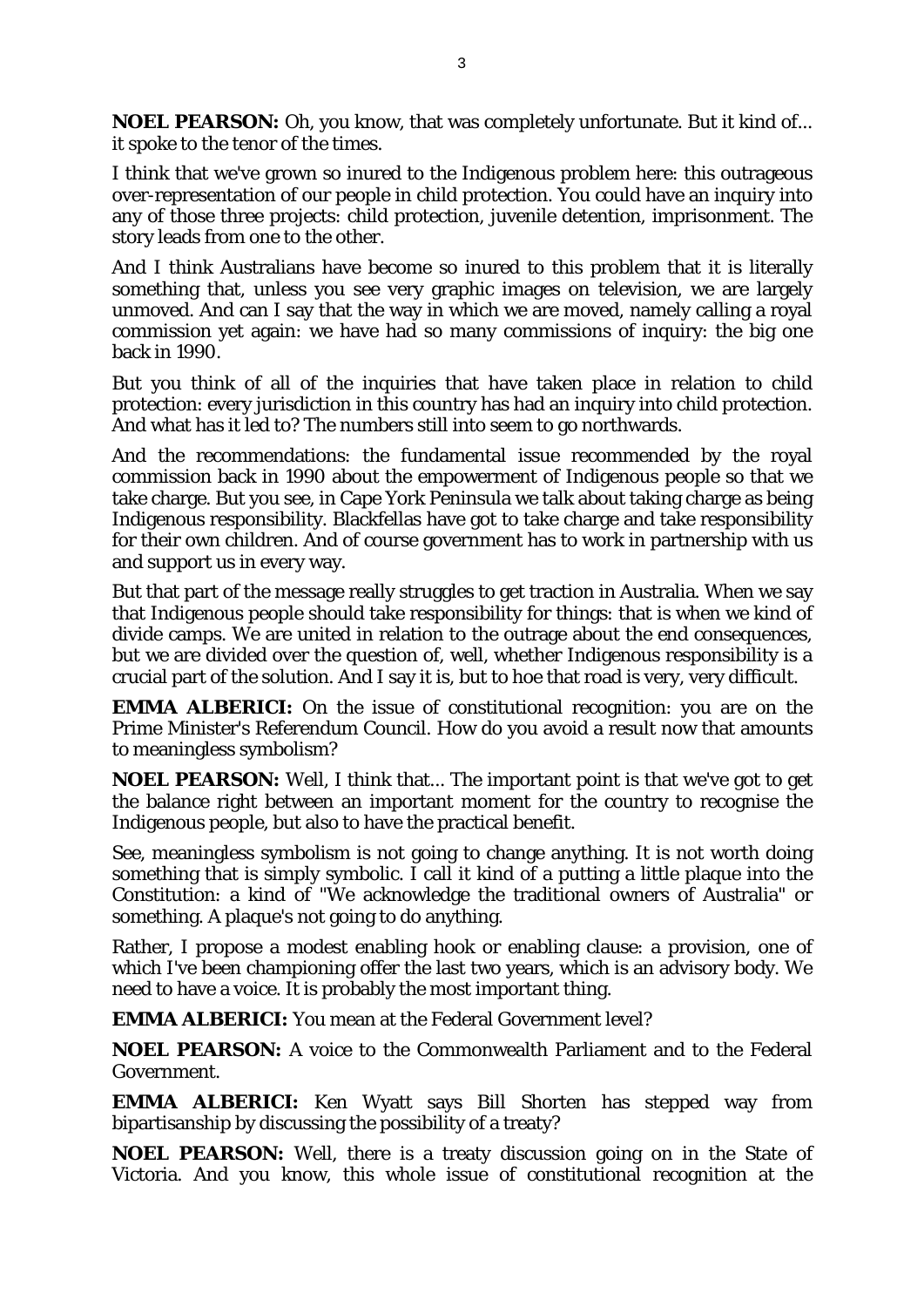**NOEL PEARSON:** Oh, you know, that was completely unfortunate. But it kind of... it spoke to the tenor of the times.

I think that we've grown so inured to the Indigenous problem here: this outrageous over-representation of our people in child protection. You could have an inquiry into any of those three projects: child protection, juvenile detention, imprisonment. The story leads from one to the other.

And I think Australians have become so inured to this problem that it is literally something that, unless you see very graphic images on television, we are largely unmoved. And can I say that the way in which we are moved, namely calling a royal commission yet again: we have had so many commissions of inquiry: the big one back in 1990.

But you think of all of the inquiries that have taken place in relation to child protection: every jurisdiction in this country has had an inquiry into child protection. And what has it led to? The numbers still into seem to go northwards.

And the recommendations: the fundamental issue recommended by the royal commission back in 1990 about the empowerment of Indigenous people so that we take charge. But you see, in Cape York Peninsula we talk about taking charge as being Indigenous responsibility. Blackfellas have got to take charge and take responsibility for their own children. And of course government has to work in partnership with us and support us in every way.

But that part of the message really struggles to get traction in Australia. When we say that Indigenous people should take responsibility for things: that is when we kind of divide camps. We are united in relation to the outrage about the end consequences, but we are divided over the question of, well, whether Indigenous responsibility is a crucial part of the solution. And I say it is, but to hoe that road is very, very difficult.

**EMMA ALBERICI:** On the issue of constitutional recognition: you are on the Prime Minister's Referendum Council. How do you avoid a result now that amounts to meaningless symbolism?

**NOEL PEARSON:** Well, I think that... The important point is that we've got to get the balance right between an important moment for the country to recognise the Indigenous people, but also to have the practical benefit.

See, meaningless symbolism is not going to change anything. It is not worth doing something that is simply symbolic. I call it kind of a putting a little plaque into the Constitution: a kind of "We acknowledge the traditional owners of Australia" or something. A plaque's not going to do anything.

Rather, I propose a modest enabling hook or enabling clause: a provision, one of which I've been championing offer the last two years, which is an advisory body. We need to have a voice. It is probably the most important thing.

**EMMA ALBERICI:** You mean at the Federal Government level?

**NOEL PEARSON:** A voice to the Commonwealth Parliament and to the Federal Government.

**EMMA ALBERICI:** Ken Wyatt says Bill Shorten has stepped way from bipartisanship by discussing the possibility of a treaty?

**NOEL PEARSON:** Well, there is a treaty discussion going on in the State of Victoria. And you know, this whole issue of constitutional recognition at the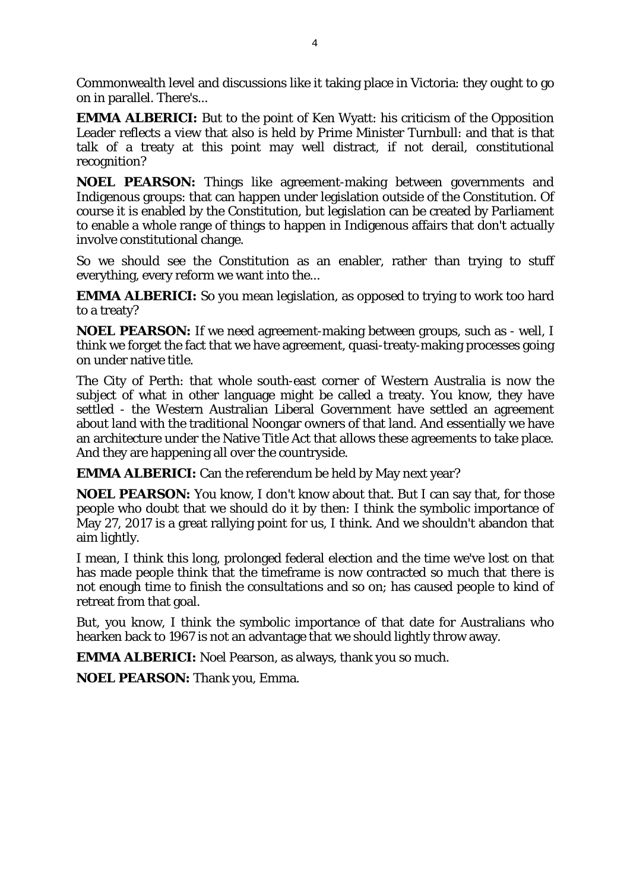Commonwealth level and discussions like it taking place in Victoria: they ought to go on in parallel. There's...

**EMMA ALBERICI:** But to the point of Ken Wyatt: his criticism of the Opposition Leader reflects a view that also is held by Prime Minister Turnbull: and that is that talk of a treaty at this point may well distract, if not derail, constitutional recognition?

**NOEL PEARSON:** Things like agreement-making between governments and Indigenous groups: that can happen under legislation outside of the Constitution. Of course it is enabled by the Constitution, but legislation can be created by Parliament to enable a whole range of things to happen in Indigenous affairs that don't actually involve constitutional change.

So we should see the Constitution as an enabler, rather than trying to stuff everything, every reform we want into the...

**EMMA ALBERICI:** So you mean legislation, as opposed to trying to work too hard to a treaty?

**NOEL PEARSON:** If we need agreement-making between groups, such as - well, I think we forget the fact that we have agreement, quasi-treaty-making processes going on under native title.

The City of Perth: that whole south-east corner of Western Australia is now the subject of what in other language might be called a treaty. You know, they have settled - the Western Australian Liberal Government have settled an agreement about land with the traditional Noongar owners of that land. And essentially we have an architecture under the Native Title Act that allows these agreements to take place. And they are happening all over the countryside.

**EMMA ALBERICI:** Can the referendum be held by May next year?

**NOEL PEARSON:** You know, I don't know about that. But I can say that, for those people who doubt that we should do it by then: I think the symbolic importance of May 27, 2017 is a great rallying point for us, I think. And we shouldn't abandon that aim lightly.

I mean, I think this long, prolonged federal election and the time we've lost on that has made people think that the timeframe is now contracted so much that there is not enough time to finish the consultations and so on; has caused people to kind of retreat from that goal.

But, you know, I think the symbolic importance of that date for Australians who hearken back to 1967 is not an advantage that we should lightly throw away.

**EMMA ALBERICI:** Noel Pearson, as always, thank you so much.

**NOEL PEARSON:** Thank you, Emma.